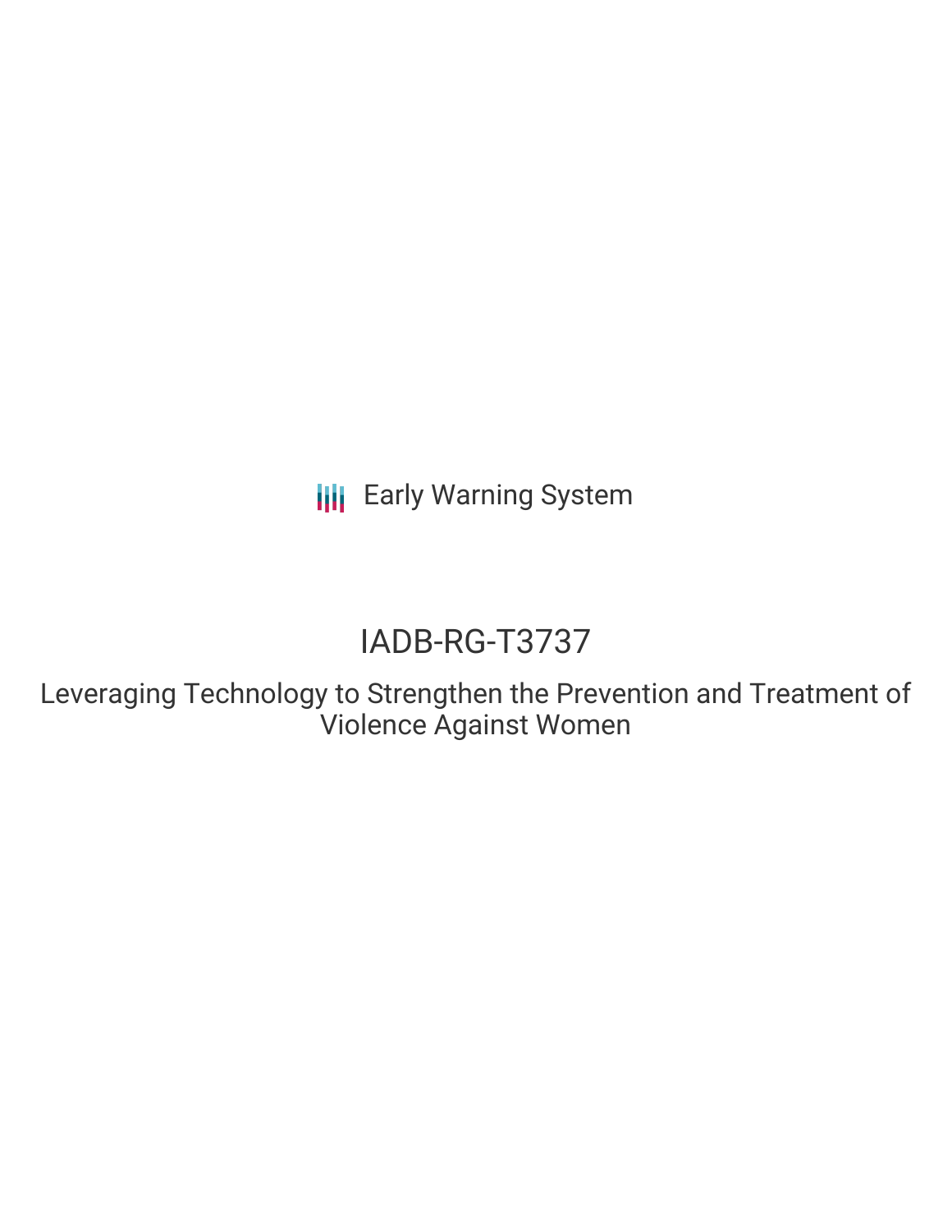Early Warning System

# IADB-RG-T3737

## Leveraging Technology to Strengthen the Prevention and Treatment of Violence Against Women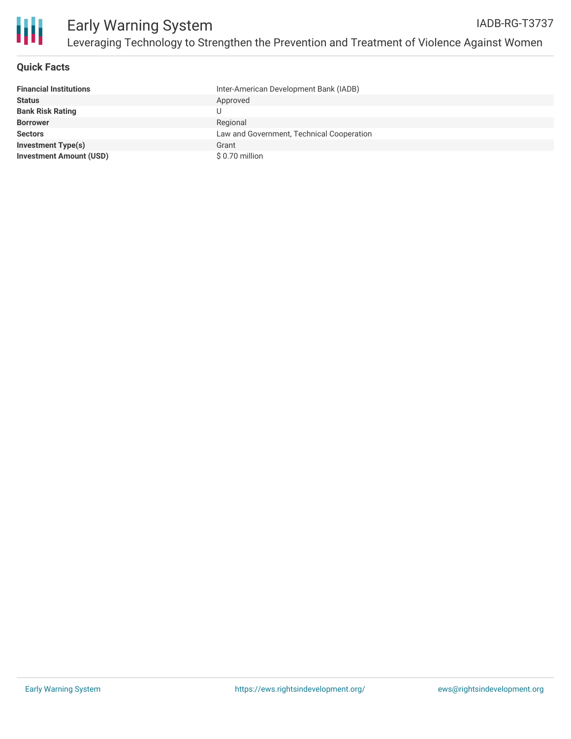## Quick Facts

| | |
|---|---|
| **Financial Institutions** | Inter-American Development Bank (IADB) |
| **Status** | Approved |
| **Bank Risk Rating** | U |
| **Borrower** | Regional |
| **Sectors** | Law and Government, Technical Cooperation |
| **Investment Type(s)** | Grant |
| **Investment Amount (USD)** | $ 0.70 million |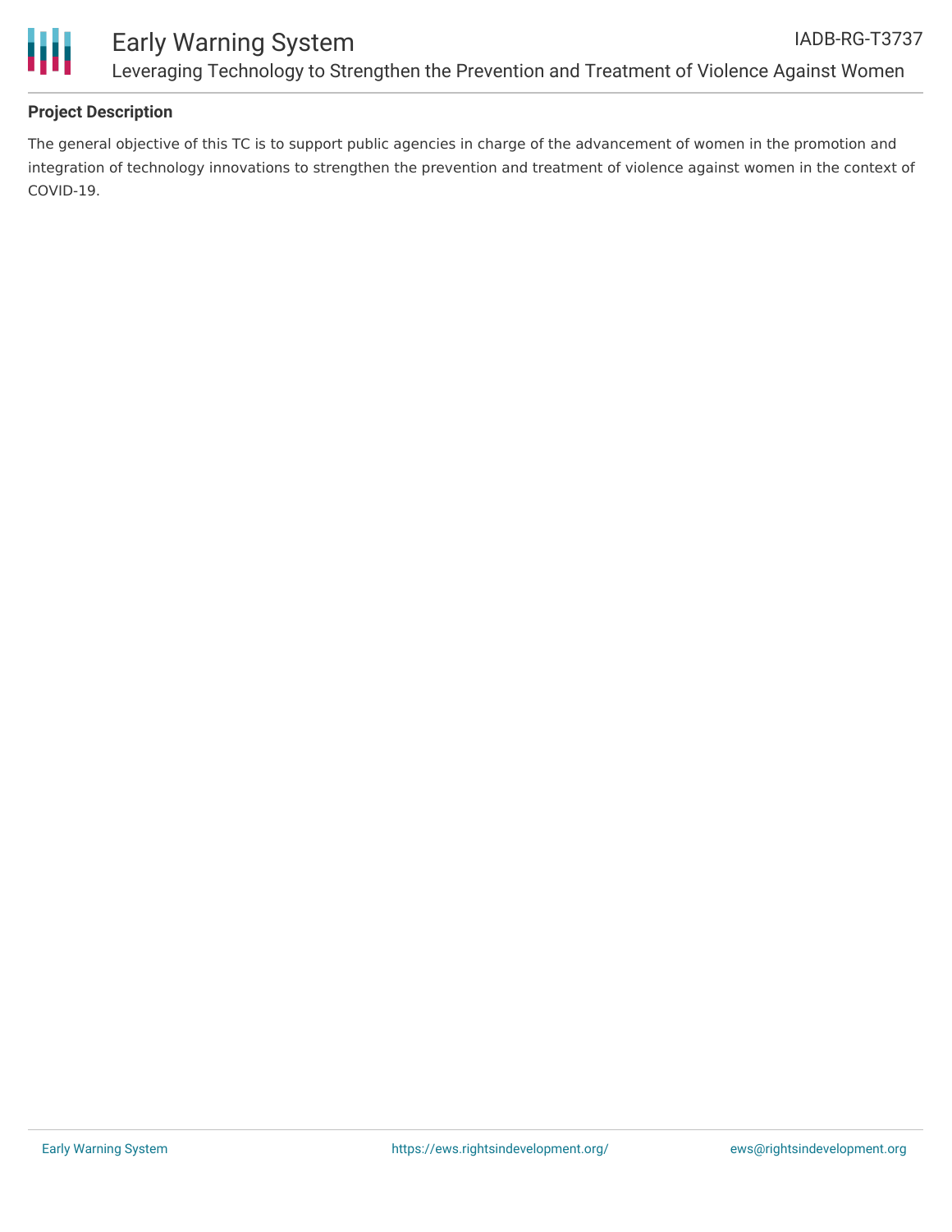## Project Description

The general objective of this TC is to support public agencies in charge of the advancement of women in the promotion and integration of technology innovations to strengthen the prevention and treatment of violence against women in the context of COVID-19.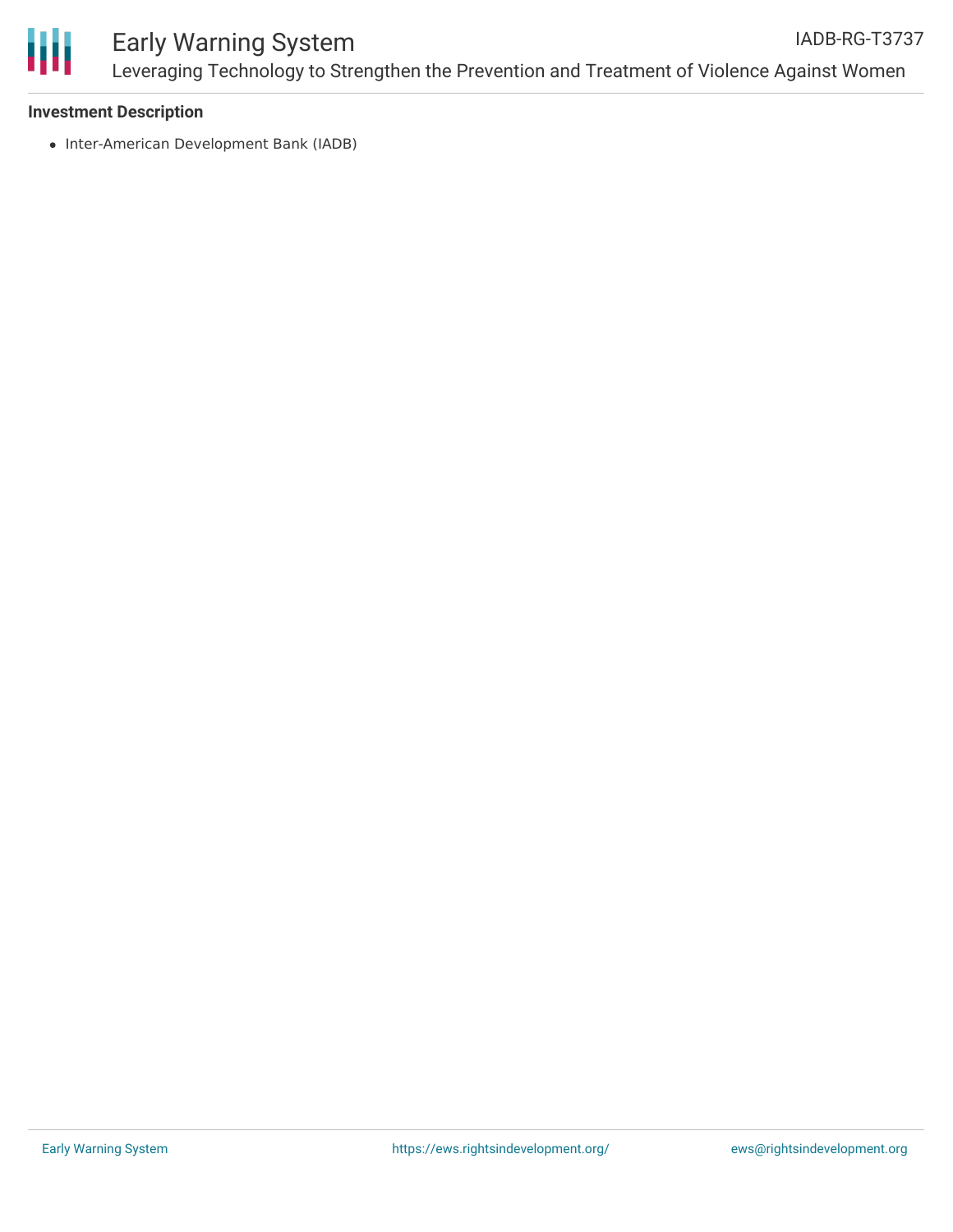**Investment Description**

- Inter-American Development Bank (IADB)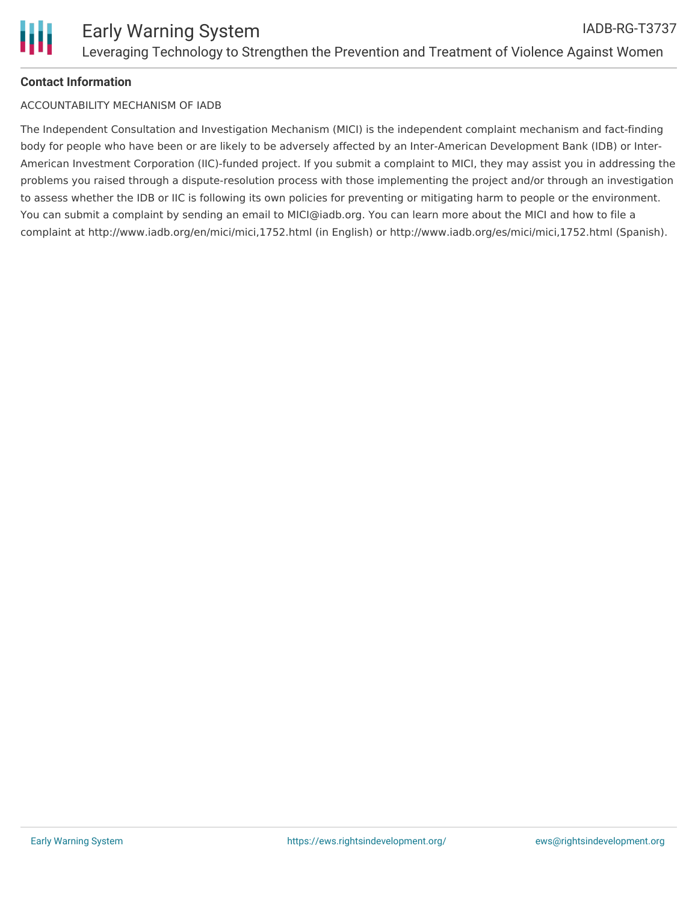**Contact Information**

ACCOUNTABILITY MECHANISM OF IADB

The Independent Consultation and Investigation Mechanism (MICI) is the independent complaint mechanism and fact-finding body for people who have been or are likely to be adversely affected by an Inter-American Development Bank (IDB) or Inter-American Investment Corporation (IIC)-funded project. If you submit a complaint to MICI, they may assist you in addressing the problems you raised through a dispute-resolution process with those implementing the project and/or through an investigation to assess whether the IDB or IIC is following its own policies for preventing or mitigating harm to people or the environment. You can submit a complaint by sending an email to MICI@iadb.org. You can learn more about the MICI and how to file a complaint at http://www.iadb.org/en/mici/mici,1752.html (in English) or http://www.iadb.org/es/mici/mici,1752.html (Spanish).